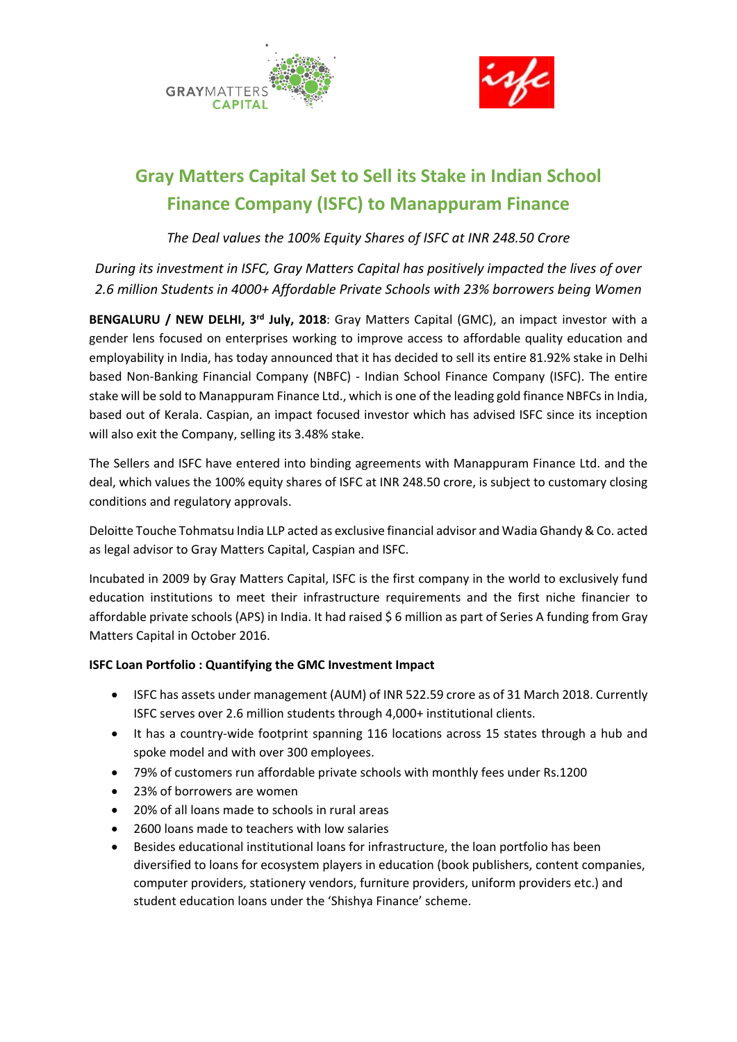# Gray Matters Capital Set to Sell its Stake in Indian School Finance Company (ISFC) to Manappuram Finance

*The Deal values the 100% Equity Shares of ISFC at INR 248.50 Crore*

*During its investment in ISFC, Gray Matters Capital has positively impacted the lives of over 2.6 million Students in 4000+ Affordable Private Schools with 23% borrowers being Women*

**BENGALURU / NEW DELHI, 3rd July, 2018**: Gray Matters Capital (GMC), an impact investor with a gender lens focused on enterprises working to improve access to affordable quality education and employability in India, has today announced that it has decided to sell its entire 81.92% stake in Delhi based Non-Banking Financial Company (NBFC) - Indian School Finance Company (ISFC). The entire stake will be sold to Manappuram Finance Ltd., which is one of the leading gold finance NBFCs in India, based out of Kerala. Caspian, an impact focused investor which has advised ISFC since its inception will also exit the Company, selling its 3.48% stake.

The Sellers and ISFC have entered into binding agreements with Manappuram Finance Ltd. and the deal, which values the 100% equity shares of ISFC at INR 248.50 crore, is subject to customary closing conditions and regulatory approvals.

Deloitte Touche Tohmatsu India LLP acted as exclusive financial advisor and Wadia Ghandy & Co. acted as legal advisor to Gray Matters Capital, Caspian and ISFC.

Incubated in 2009 by Gray Matters Capital, ISFC is the first company in the world to exclusively fund education institutions to meet their infrastructure requirements and the first niche financier to affordable private schools (APS) in India. It had raised $ 6 million as part of Series A funding from Gray Matters Capital in October 2016.

**ISFC Loan Portfolio : Quantifying the GMC Investment Impact**

- ISFC has assets under management (AUM) of INR 522.59 crore as of 31 March 2018. Currently ISFC serves over 2.6 million students through 4,000+ institutional clients.
- It has a country-wide footprint spanning 116 locations across 15 states through a hub and spoke model and with over 300 employees.
- 79% of customers run affordable private schools with monthly fees under Rs.1200
- 23% of borrowers are women
- 20% of all loans made to schools in rural areas
- 2600 loans made to teachers with low salaries
- Besides educational institutional loans for infrastructure, the loan portfolio has been diversified to loans for ecosystem players in education (book publishers, content companies, computer providers, stationery vendors, furniture providers, uniform providers etc.) and student education loans under the 'Shishya Finance' scheme.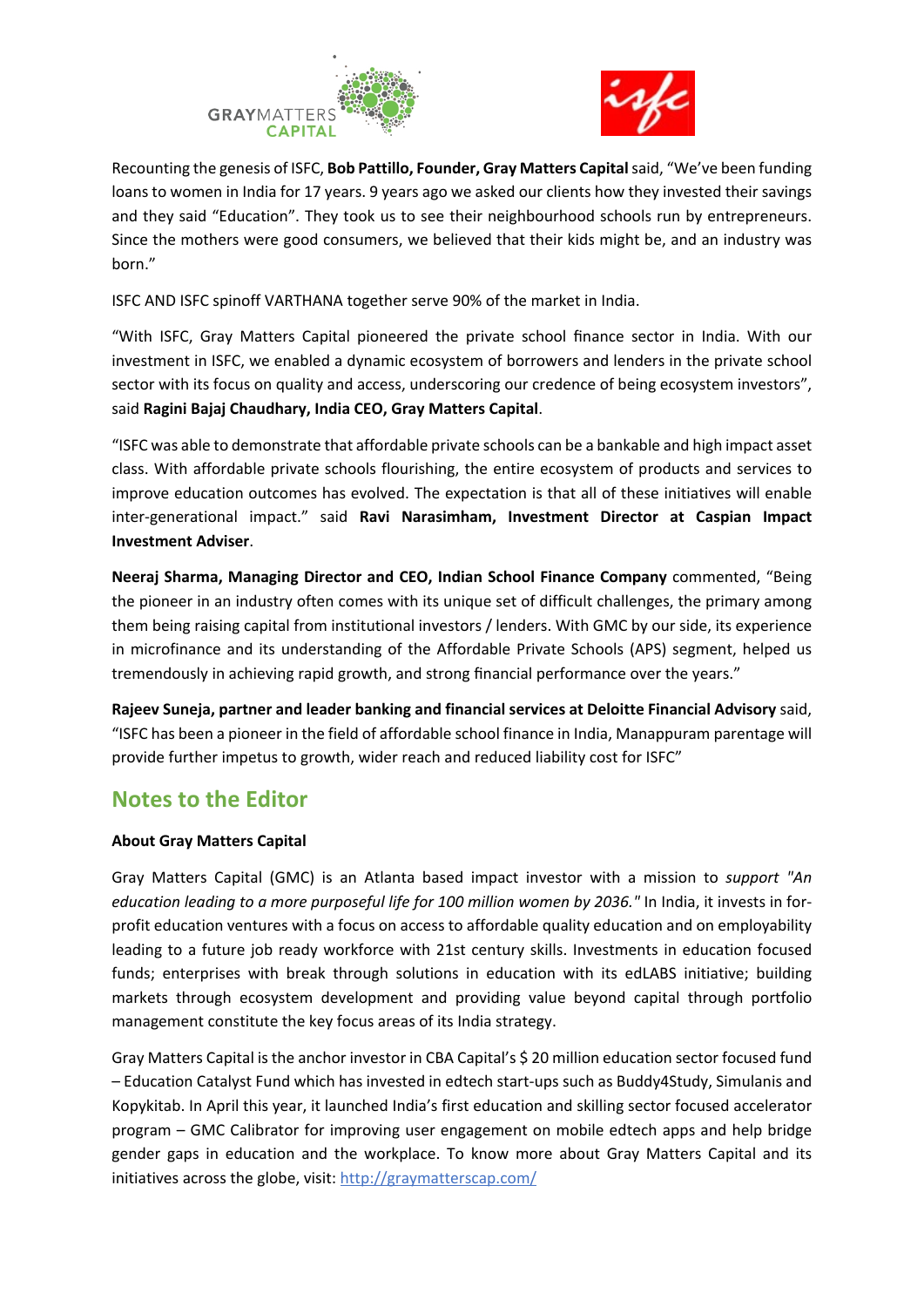Recounting the genesis of ISFC, **Bob Pattillo, Founder, Gray Matters Capital** said, "We've been funding loans to women in India for 17 years. 9 years ago we asked our clients how they invested their savings and they said "Education". They took us to see their neighbourhood schools run by entrepreneurs. Since the mothers were good consumers, we believed that their kids might be, and an industry was born."

ISFC AND ISFC spinoff VARTHANA together serve 90% of the market in India.

"With ISFC, Gray Matters Capital pioneered the private school finance sector in India. With our investment in ISFC, we enabled a dynamic ecosystem of borrowers and lenders in the private school sector with its focus on quality and access, underscoring our credence of being ecosystem investors", said **Ragini Bajaj Chaudhary, India CEO, Gray Matters Capital**.

"ISFC was able to demonstrate that affordable private schools can be a bankable and high impact asset class. With affordable private schools flourishing, the entire ecosystem of products and services to improve education outcomes has evolved. The expectation is that all of these initiatives will enable inter-generational impact." said **Ravi Narasimham, Investment Director at Caspian Impact Investment Adviser**.

**Neeraj Sharma, Managing Director and CEO, Indian School Finance Company** commented, "Being the pioneer in an industry often comes with its unique set of difficult challenges, the primary among them being raising capital from institutional investors / lenders. With GMC by our side, its experience in microfinance and its understanding of the Affordable Private Schools (APS) segment, helped us tremendously in achieving rapid growth, and strong financial performance over the years."

**Rajeev Suneja, partner and leader banking and financial services at Deloitte Financial Advisory** said, "ISFC has been a pioneer in the field of affordable school finance in India, Manappuram parentage will provide further impetus to growth, wider reach and reduced liability cost for ISFC"

## Notes to the Editor

**About Gray Matters Capital**

Gray Matters Capital (GMC) is an Atlanta based impact investor with a mission to *support "An education leading to a more purposeful life for 100 million women by 2036."* In India, it invests in for-profit education ventures with a focus on access to affordable quality education and on employability leading to a future job ready workforce with 21st century skills. Investments in education focused funds; enterprises with break through solutions in education with its edLABS initiative; building markets through ecosystem development and providing value beyond capital through portfolio management constitute the key focus areas of its India strategy.

Gray Matters Capital is the anchor investor in CBA Capital's $ 20 million education sector focused fund – Education Catalyst Fund which has invested in edtech start-ups such as Buddy4Study, Simulanis and Kopykitab. In April this year, it launched India's first education and skilling sector focused accelerator program – GMC Calibrator for improving user engagement on mobile edtech apps and help bridge gender gaps in education and the workplace. To know more about Gray Matters Capital and its initiatives across the globe, visit: [http://graymatterscap.com/](http://graymatterscap.com/)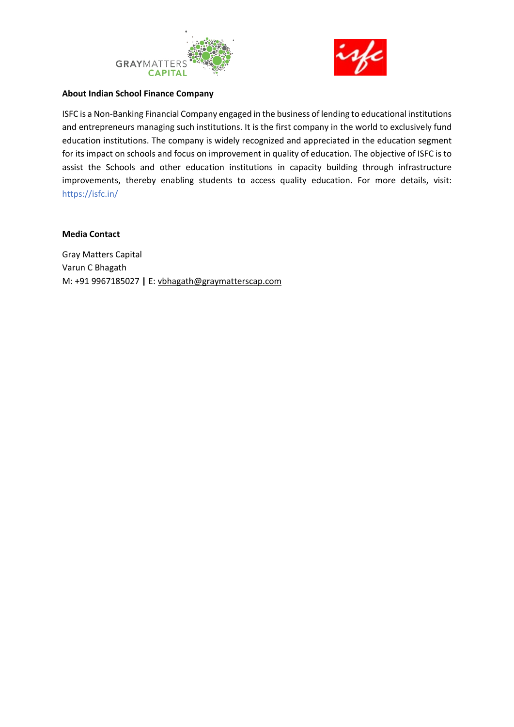**About Indian School Finance Company**

ISFC is a Non-Banking Financial Company engaged in the business of lending to educational institutions and entrepreneurs managing such institutions. It is the first company in the world to exclusively fund education institutions. The company is widely recognized and appreciated in the education segment for its impact on schools and focus on improvement in quality of education. The objective of ISFC is to assist the Schools and other education institutions in capacity building through infrastructure improvements, thereby enabling students to access quality education. For more details, visit: https://isfc.in/

**Media Contact**

Gray Matters Capital
Varun C Bhagath
M: +91 9967185027 | E: vbhagath@graymatterscap.com